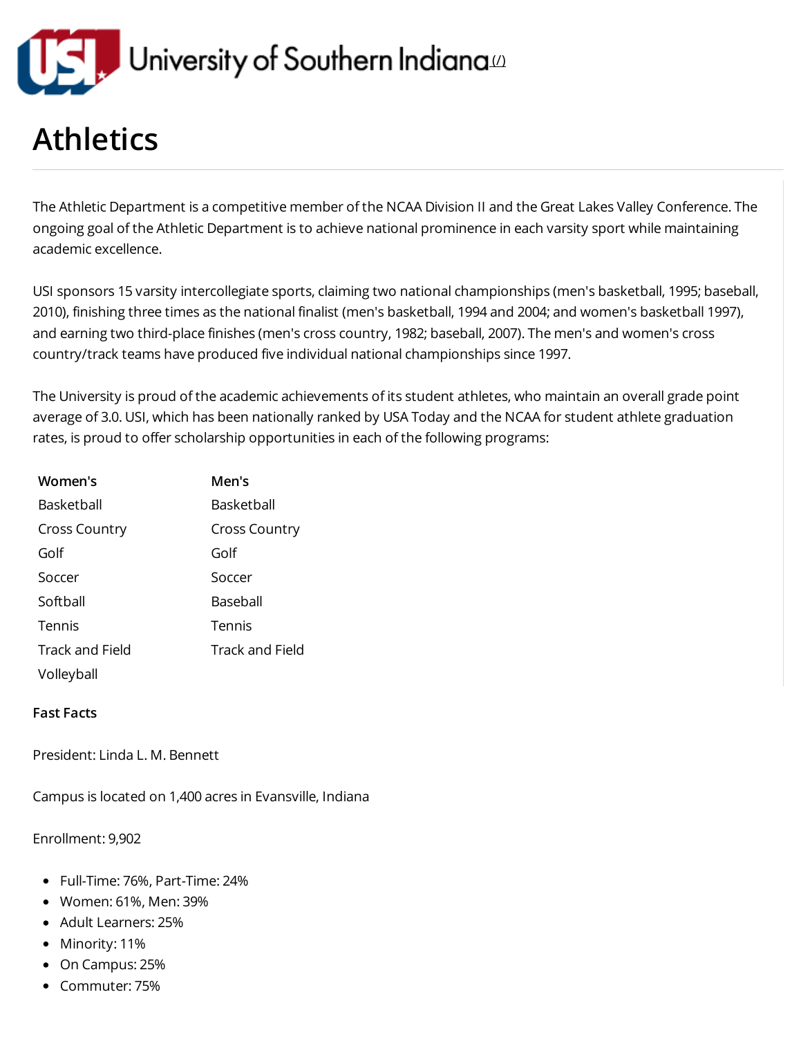University of Southern Indiana (/)

# Athletics

The Athletic Department is a competitive member of the NCAA Division II and the Great Lakes Valley Conference. The ongoing goal of the Athletic Department is to achieve national prominence in each varsity sport while maintaining academic excellence.

USI sponsors 15 varsity intercollegiate sports, claiming two national championships (men's basketball, 1995; baseball, 2010), finishing three times as the national finalist (men's basketball, 1994 and 2004; and women's basketball 1997), and earning two third-place finishes (men's cross country, 1982; baseball, 2007). The men's and women's cross country/track teams have produced five individual national championships since 1997.

The University is proud of the academic achievements of its student athletes, who maintain an overall grade point average of 3.0. USI, which has been nationally ranked by USA Today and the NCAA for student athlete graduation rates, is proud to offer scholarship opportunities in each of the following programs:

| Women's | Men's |
| --- | --- |
| Basketball | Basketball |
| Cross Country | Cross Country |
| Golf | Golf |
| Soccer | Soccer |
| Softball | Baseball |
| Tennis | Tennis |
| Track and Field | Track and Field |
| Volleyball | |

**Fast Facts**

President: Linda L. M. Bennett

Campus is located on 1,400 acres in Evansville, Indiana

Enrollment: 9,902

- Full-Time: 76%, Part-Time: 24%
- Women: 61%, Men: 39%
- Adult Learners: 25%
- Minority: 11%
- On Campus: 25%
- Commuter: 75%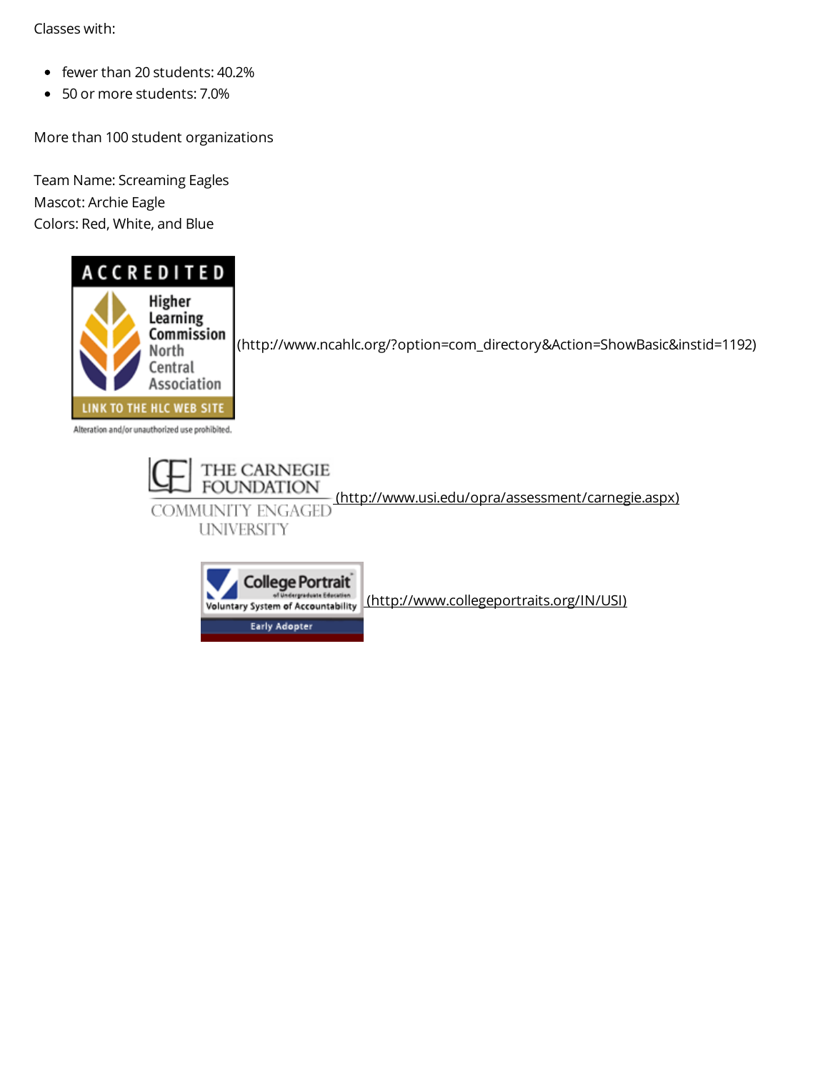Classes with:

- fewer than 20 students: 40.2%
- 50 or more students: 7.0%

More than 100 student organizations

Team Name: Screaming Eagles
Mascot: Archie Eagle
Colors: Red, White, and Blue

(http://www.ncahlc.org/?option=com_directory&Action=ShowBasic&instid=1192)

(http://www.usi.edu/opra/assessment/carnegie.aspx)

(http://www.collegeportraits.org/IN/USI)